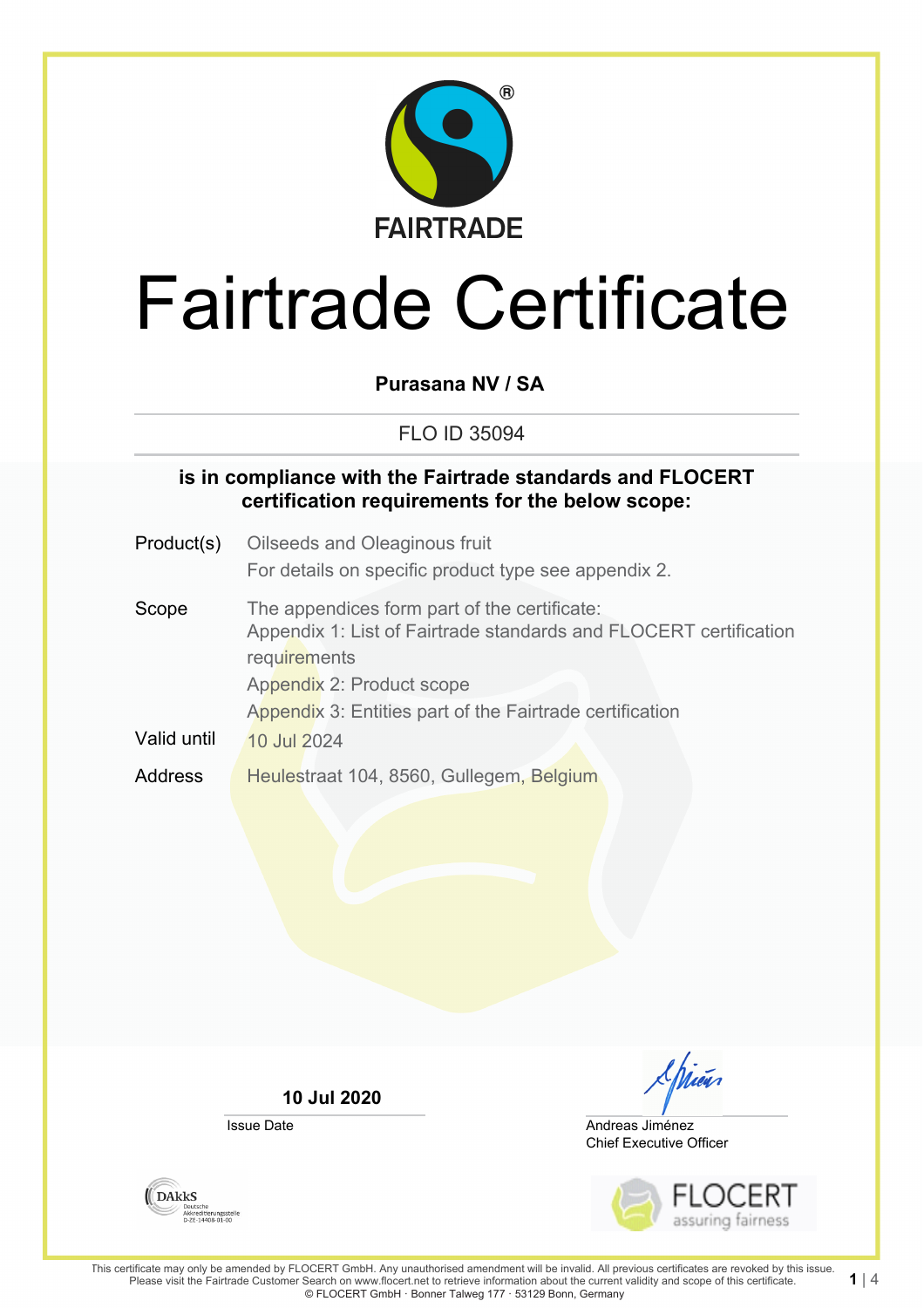FAIRTRADE

# Fairtrade Certificate

**Purasana NV / SA**

FLO ID 35094

**is in compliance with the Fairtrade standards and FLOCERT certification requirements for the below scope:**

| | |
|---|---|
| Product(s) | Oilseeds and Oleaginous fruit<br>For details on specific product type see appendix 2. |
| Scope | The appendices form part of the certificate:<br>Appendix 1: List of Fairtrade standards and FLOCERT certification requirements<br>Appendix 2: Product scope<br>Appendix 3: Entities part of the Fairtrade certification |
| Valid until | 10 Jul 2024 |
| Address | Heulestraat 104, 8560, Gullegem, Belgium |

**10 Jul 2020**
Issue Date

Andreas Jiménez
Chief Executive Officer

DAkkS Deutsche Akkreditierungsstelle D-ZE-14408-01-00

FLOCERT assuring fairness

This certificate may only be amended by FLOCERT GmbH. Any unauthorised amendment will be invalid. All previous certificates are revoked by this issue. Please visit the Fairtrade Customer Search on www.flocert.net to retrieve information about the current validity and scope of this certificate.
© FLOCERT GmbH · Bonner Talweg 177 · 53129 Bonn, Germany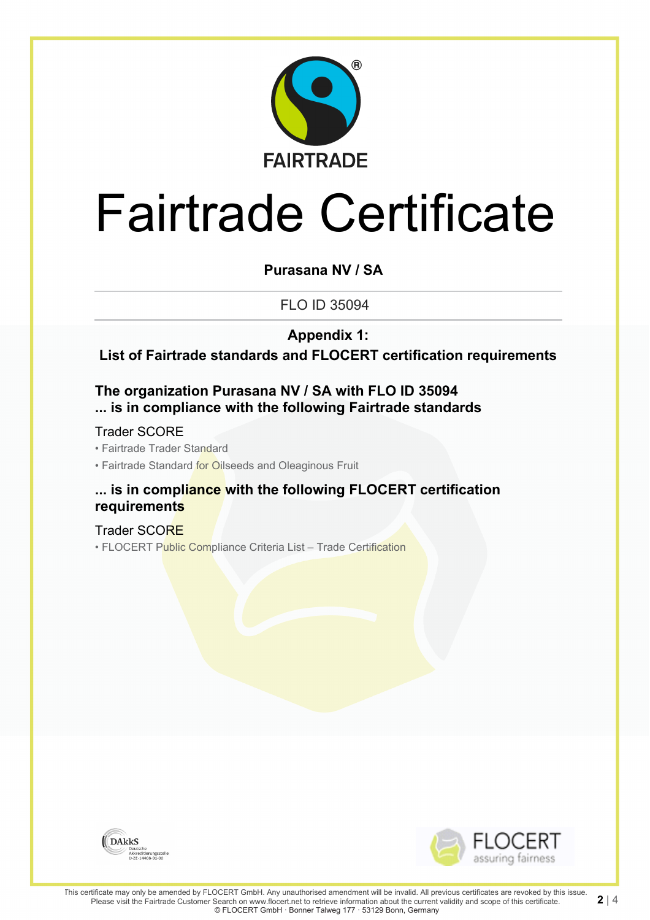FAIRTRADE

# Fairtrade Certificate

**Purasana NV / SA**

FLO ID 35094

**Appendix 1:**

**List of Fairtrade standards and FLOCERT certification requirements**

**The organization Purasana NV / SA with FLO ID 35094**
**... is in compliance with the following Fairtrade standards**

Trader SCORE

- Fairtrade Trader Standard
- Fairtrade Standard for Oilseeds and Oleaginous Fruit

**... is in compliance with the following FLOCERT certification requirements**

Trader SCORE

- FLOCERT Public Compliance Criteria List – Trade Certification

DAkkS Deutsche Akkreditierungsstelle D-ZE-14408-01-00

FLOCERT assuring fairness

This certificate may only be amended by FLOCERT GmbH. Any unauthorised amendment will be invalid. All previous certificates are revoked by this issue. Please visit the Fairtrade Customer Search on www.flocert.net to retrieve information about the current validity and scope of this certificate.
© FLOCERT GmbH · Bonner Talweg 177 · 53129 Bonn, Germany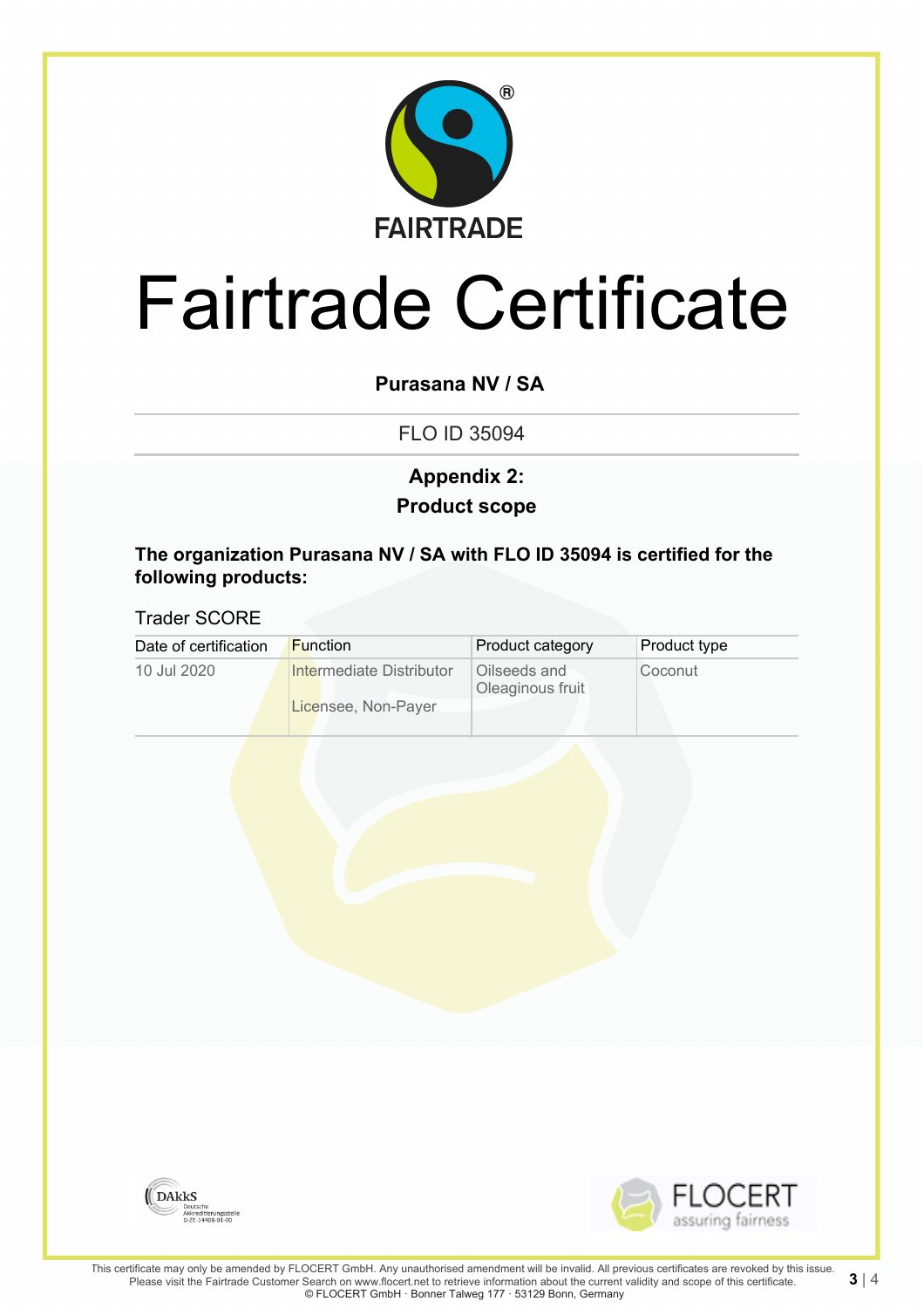FAIRTRADE

# Fairtrade Certificate

**Purasana NV / SA**

FLO ID 35094

## Appendix 2:
## Product scope

**The organization Purasana NV / SA with FLO ID 35094 is certified for the following products:**

Trader SCORE

| Date of certification | Function | Product category | Product type |
|---|---|---|---|
| 10 Jul 2020 | Intermediate Distributor<br><br>Licensee, Non-Payer | Oilseeds and Oleaginous fruit | Coconut |

DAkkS Deutsche Akkreditierungsstelle D-ZE-14408-01-00

FLOCERT assuring fairness

This certificate may only be amended by FLOCERT GmbH. Any unauthorised amendment will be invalid. All previous certificates are revoked by this issue. Please visit the Fairtrade Customer Search on www.flocert.net to retrieve information about the current validity and scope of this certificate.
© FLOCERT GmbH · Bonner Talweg 177 · 53129 Bonn, Germany